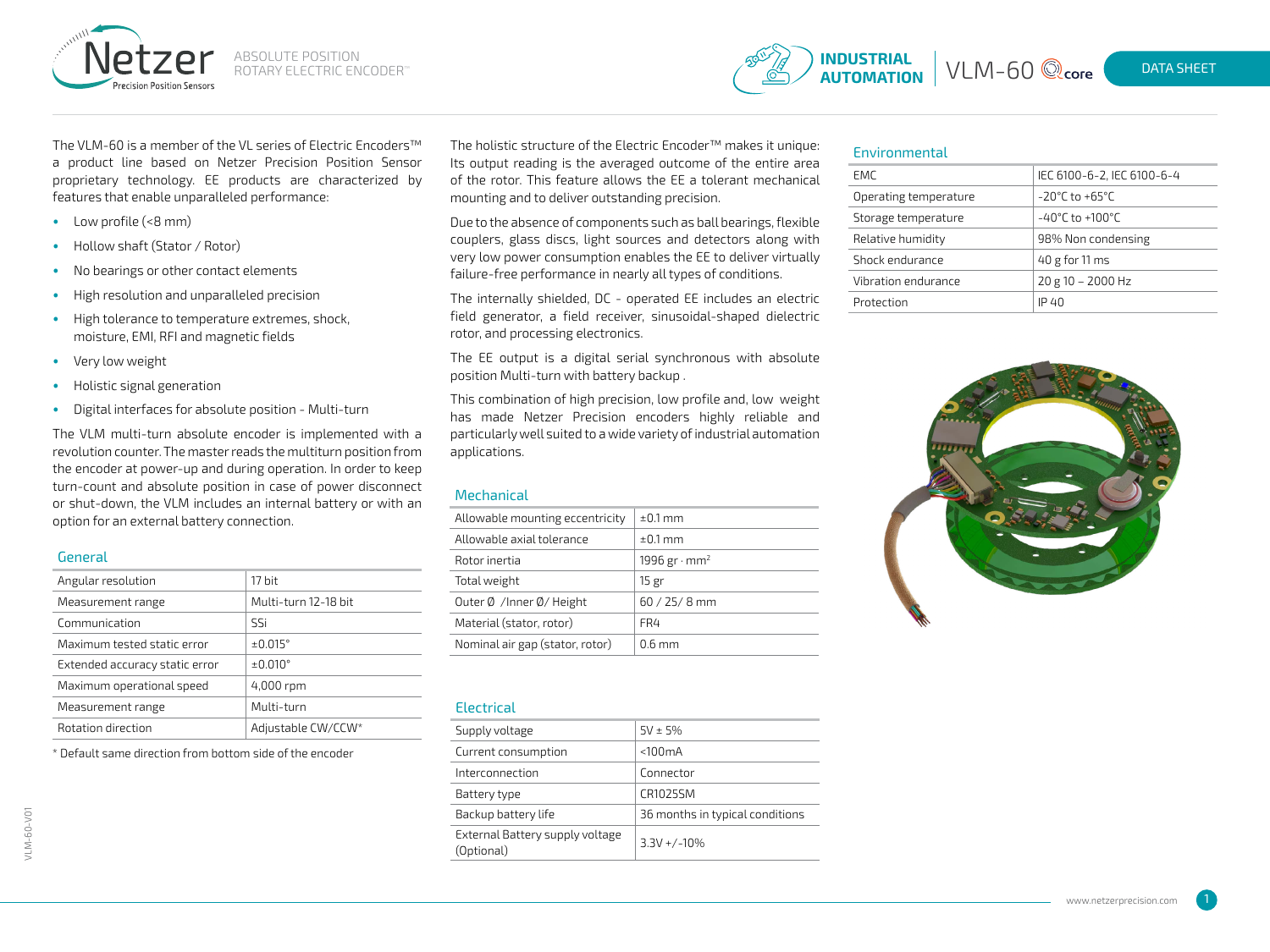# Netzer

ABSOLUTE POSITION ROTARY ELECTRIC ENCODER™

INDUSTRIAL AUTOMATION | VLM-60 core

DATA SHEET

The VLM-60 is a member of the VL series of Electric Encoders™ a product line based on Netzer Precision Position Sensor proprietary technology. EE products are characterized by features that enable unparalleled performance:

- Low profile (<8 mm)
- Hollow shaft (Stator / Rotor)
- No bearings or other contact elements
- High resolution and unparalleled precision
- High tolerance to temperature extremes, shock, moisture, EMI, RFI and magnetic fields
- Very low weight
- Holistic signal generation
- Digital interfaces for absolute position - Multi-turn

The VLM multi-turn absolute encoder is implemented with a revolution counter. The master reads the multiturn position from the encoder at power-up and during operation. In order to keep turn-count and absolute position in case of power disconnect or shut-down, the VLM includes an internal battery or with an option for an external battery connection.

## General

| Angular resolution | 17 bit |
|---|---|
| Measurement range | Multi-turn 12-18 bit |
| Communication | SSi |
| Maximum tested static error | ±0.015° |
| Extended accuracy static error | ±0.010° |
| Maximum operational speed | 4,000 rpm |
| Measurement range | Multi-turn |
| Rotation direction | Adjustable CW/CCW* |

\* Default same direction from bottom side of the encoder

The holistic structure of the Electric Encoder™ makes it unique: Its output reading is the averaged outcome of the entire area of the rotor. This feature allows the EE a tolerant mechanical mounting and to deliver outstanding precision.

Due to the absence of components such as ball bearings, flexible couplers, glass discs, light sources and detectors along with very low power consumption enables the EE to deliver virtually failure-free performance in nearly all types of conditions.

The internally shielded, DC - operated EE includes an electric field generator, a field receiver, sinusoidal-shaped dielectric rotor, and processing electronics.

The EE output is a digital serial synchronous with absolute position Multi-turn with battery backup .

This combination of high precision, low profile and, low weight has made Netzer Precision encoders highly reliable and particularly well suited to a wide variety of industrial automation applications.

## Mechanical

| Allowable mounting eccentricity | ±0.1 mm |
|---|---|
| Allowable axial tolerance | ±0.1 mm |
| Rotor inertia | 1996 gr · mm² |
| Total weight | 15 gr |
| Outer Ø /Inner Ø/ Height | 60 / 25/ 8 mm |
| Material (stator, rotor) | FR4 |
| Nominal air gap (stator, rotor) | 0.6 mm |

## Electrical

| Supply voltage | 5V ± 5% |
|---|---|
| Current consumption | <100mA |
| Interconnection | Connector |
| Battery type | CR1025SM |
| Backup battery life | 36 months in typical conditions |
| External Battery supply voltage (Optional) | 3.3V +/-10% |

## Environmental

| EMC | IEC 6100-6-2, IEC 6100-6-4 |
|---|---|
| Operating temperature | -20°C to +65°C |
| Storage temperature | -40°C to +100°C |
| Relative humidity | 98% Non condensing |
| Shock endurance | 40 g for 11 ms |
| Vibration endurance | 20 g 10 – 2000 Hz |
| Protection | IP 40 |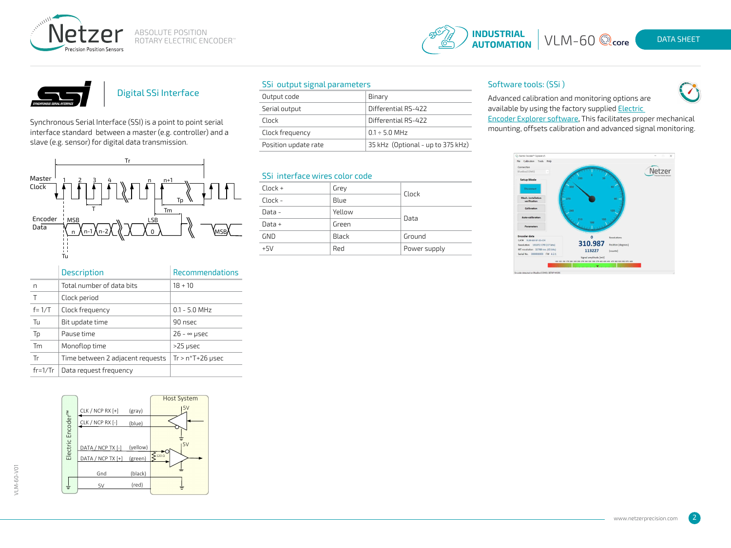## Digital SSi Interface

Synchronous Serial Interface (SSI) is a point to point serial interface standard between a master (e.g. controller) and a slave (e.g. sensor) for digital data transmission.

| | Description | Recommendations |
|---|---|---|
| n | Total number of data bits | 18 + 10 |
| T | Clock period | |
| f= 1/T | Clock frequency | 0.1 - 5.0 MHz |
| Tu | Bit update time | 90 nsec |
| Tp | Pause time | 26 - ∞ µsec |
| Tm | Monoflop time | >25 µsec |
| Tr | Time between 2 adjacent requests | Tr > n*T+26 µsec |
| fr=1/Tr | Data request frequency | |

### SSi output signal parameters

| | |
|---|---|
| Output code | Binary |
| Serial output | Differential RS-422 |
| Clock | Differential RS-422 |
| Clock frequency | 0.1 ÷ 5.0 MHz |
| Position update rate | 35 kHz (Optional - up to 375 kHz) |

### SSi interface wires color code

| | | |
|---|---|---|
| Clock + | Grey | Clock |
| Clock - | Blue | |
| Data - | Yellow | Data |
| Data + | Green | |
| GND | Black | Ground |
| +5V | Red | Power supply |

### Software tools: (SSi )

Advanced calibration and monitoring options are available by using the factory supplied Electric Encoder Explorer software, This facilitates proper mechanical mounting, offsets calibration and advanced signal monitoring.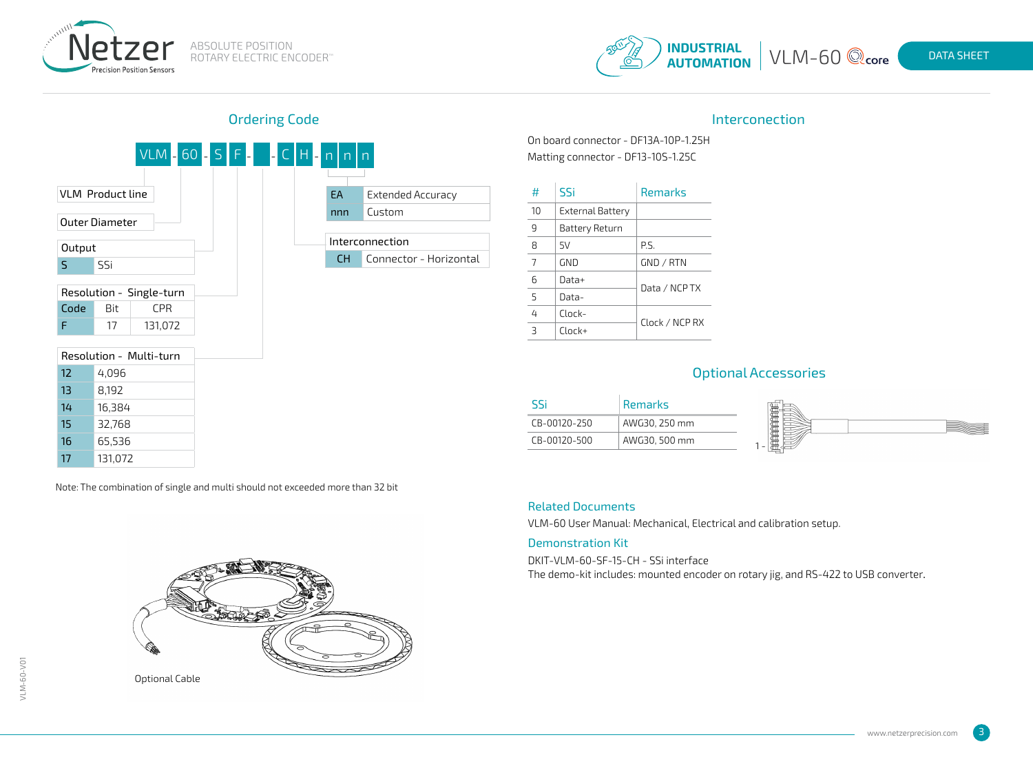## Ordering Code

VLM - 60 - S F - __ - C H - n n n

| VLM | Product line |
|---|---|

| Outer Diameter |
|---|

| Output | |
|---|---|
| S | SSi |

| Resolution - Single-turn | | |
|---|---|---|
| Code | Bit | CPR |
| F | 17 | 131,072 |

| Resolution - Multi-turn | |
|---|---|
| 12 | 4,096 |
| 13 | 8,192 |
| 14 | 16,384 |
| 15 | 32,768 |
| 16 | 65,536 |
| 17 | 131,072 |

| EA | Extended Accuracy |
|---|---|
| nnn | Custom |

| Interconnection | |
|---|---|
| CH | Connector - Horizontal |

Note: The combination of single and multi should not exceeded more than 32 bit

Optional Cable

## Interconection

On board connector - DF13A-10P-1.25H
Matting connector - DF13-10S-1.25C

| # | SSi | Remarks |
|---|---|---|
| 10 | External Battery | |
| 9 | Battery Return | |
| 8 | 5V | P.S. |
| 7 | GND | GND / RTN |
| 6 | Data+ | Data / NCP TX |
| 5 | Data- | |
| 4 | Clock- | Clock / NCP RX |
| 3 | Clock+ | |

## Optional Accessories

| SSi | Remarks |
|---|---|
| CB-00120-250 | AWG30, 250 mm |
| CB-00120-500 | AWG30, 500 mm |

### Related Documents

VLM-60 User Manual: Mechanical, Electrical and calibration setup.

### Demonstration Kit

DKIT-VLM-60-SF-15-CH - SSi interface
The demo-kit includes: mounted encoder on rotary jig, and RS-422 to USB converter.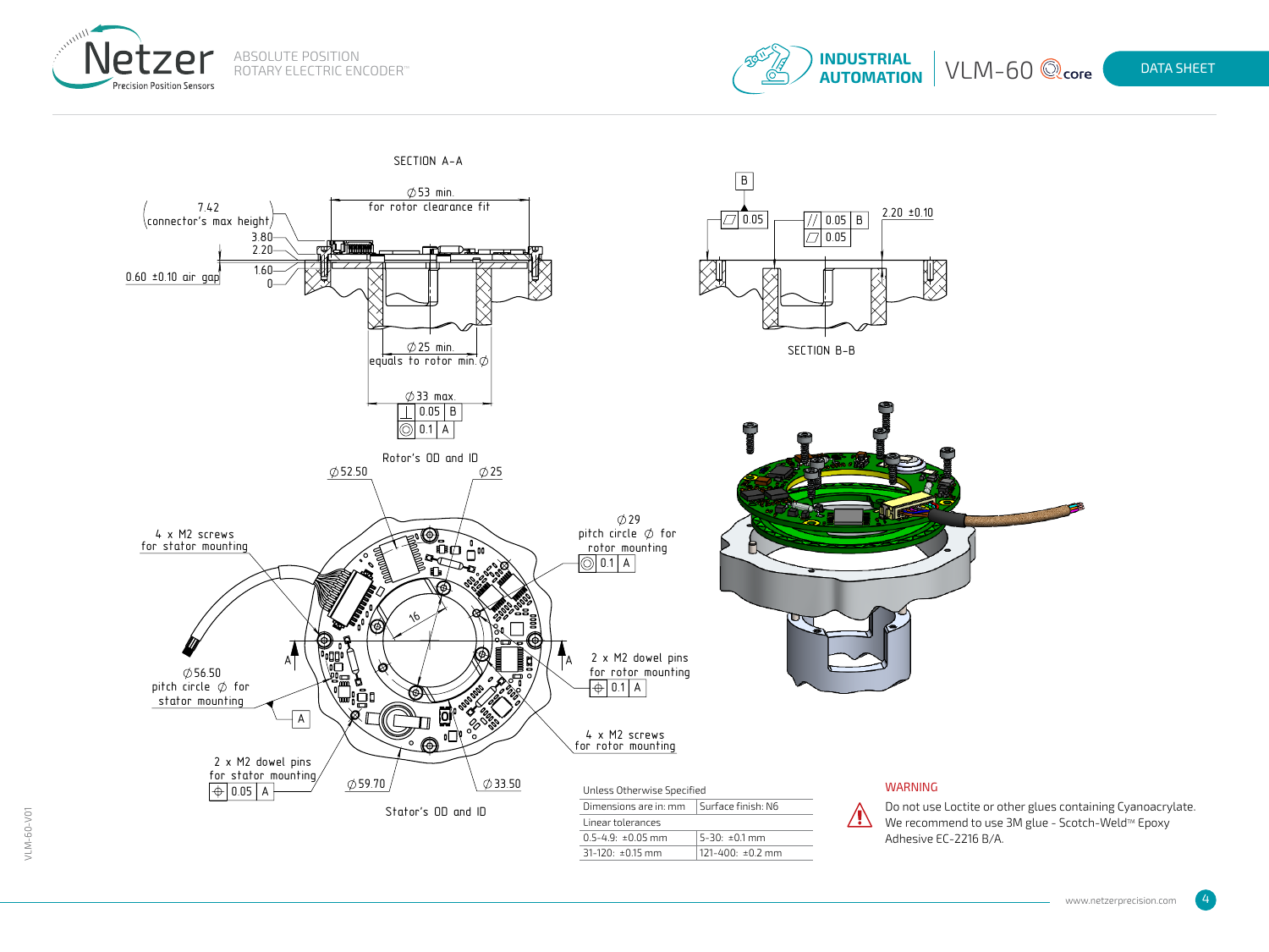SECTION A-A

Ø53 min.
for rotor clearance fit

7.42 (connector's max height)
3.80
2.20
1.60
0
0.60 ±0.10 air gap

Ø25 min.
equals to rotor min. Ø

Ø33 max.
⊥ 0.05 B
◎ 0.1 A

B
▱ 0.05
// 0.05 B
▱ 0.05
2.20 ±0.10

SECTION B-B

Rotor's OD and ID
Ø52.50
Ø25

4 x M2 screws for stator mounting

Ø29 pitch circle Ø for rotor mounting
◎ 0.1 A

16

A
A

Ø56.50 pitch circle Ø for stator mounting

A

2 x M2 dowel pins for rotor mounting
⌖ 0.1 A

4 x M2 screws for rotor mounting

2 x M2 dowel pins for stator mounting
⌖ 0.05 A

Ø59.70
Ø33.50

Stator's OD and ID

| Unless Otherwise Specified | |
|---|---|
| Dimensions are in: mm | Surface finish: N6 |
| Linear tolerances | |
| 0.5-4.9: ±0.05 mm | 5-30: ±0.1 mm |
| 31-120: ±0.15 mm | 121-400: ±0.2 mm |

**WARNING**

Do not use Loctite or other glues containing Cyanoacrylate.
We recommend to use 3M glue - Scotch-Weld™ Epoxy Adhesive EC-2216 B/A.